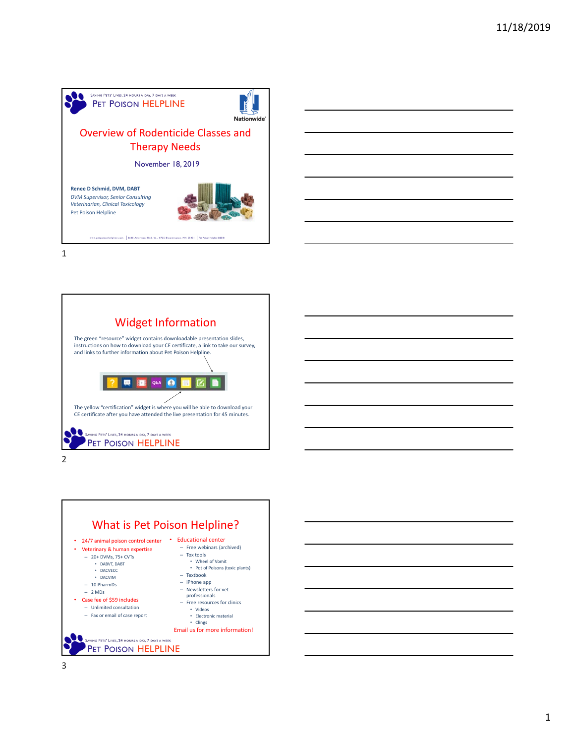## Overview of Rodenticide Classes and Therapy Needs

November 18, 2019

**Renee D Schmid, DVM, DABT**
*DVM Supervisor, Senior Consulting Veterinarian, Clinical Toxicology*
Pet Poison Helpline

## Widget Information

The green "resource" widget contains downloadable presentation slides, instructions on how to download your CE certificate, a link to take our survey, and links to further information about Pet Poison Helpline.

The yellow "certification" widget is where you will be able to download your CE certificate after you have attended the live presentation for 45 minutes.

## What is Pet Poison Helpline?

- 24/7 animal poison control center
- Veterinary & human expertise
  - 20+ DVMs, 75+ CVTs
    - DABVT, DABT
    - DACVECC
    - DACVIM
  - 10 PharmDs
  - 2 MDs
- Case fee of $59 includes
  - Unlimited consultation
  - Fax or email of case report
- Educational center
  - Free webinars (archived)
  - Tox tools
    - Wheel of Vomit
    - Pot of Poisons (toxic plants)
  - Textbook
  - iPhone app
  - Newsletters for vet professionals
  - Free resources for clinics
    - Videos
    - Electronic material
    - Clings

Email us for more information!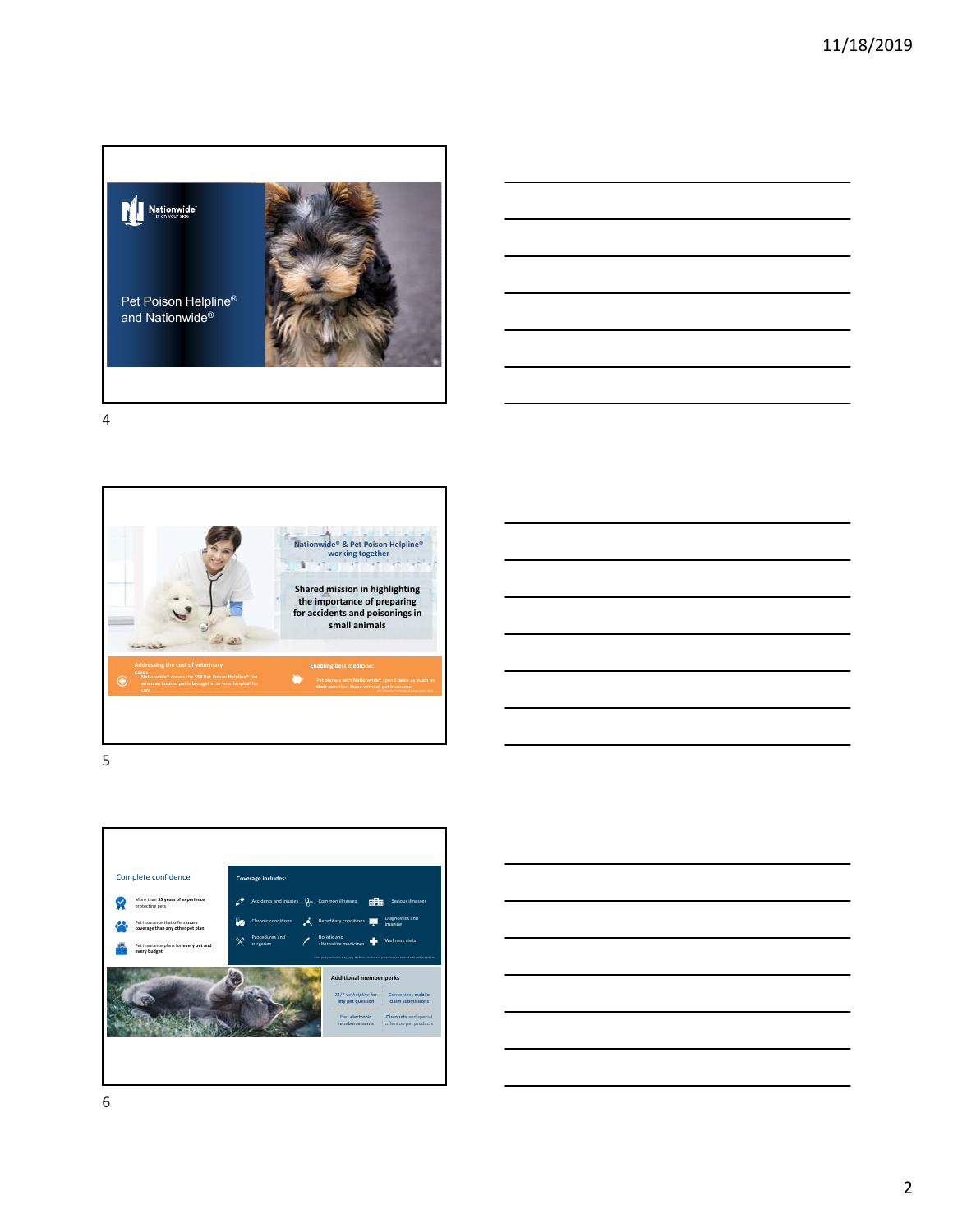Pet Poison Helpline® and Nationwide®

Nationwide® & Pet Poison Helpline® working together

Shared mission in highlighting the importance of preparing for accidents and poisonings in small animals

Addressing the cost of veterinary care:
Nationwide® covers the $59 Pet Poison Helpline® fee when an insured pet is brought in to your hospital for care

Enabling best medicine:
Pet owners with Nationwide® spend twice as much on their pets than those without pet insurance

Complete confidence

- More than **35 years of experience** protecting pets
- Pet insurance that offers **more coverage than any other pet plan**
- Pet insurance plans for **every pet and every budget**

**Coverage includes:**

- Accidents and injuries
- Common illnesses
- Serious illnesses
- Chronic conditions
- Hereditary conditions
- Diagnostics and imaging
- Procedures and surgeries
- Holistic and alternative medicines
- Wellness visits

**Additional member perks**

- 24/7 vethelpline for any pet question
- Convenient **mobile** claim submissions
- Fast **electronic** reimbursements
- **Discounts** and special offers on pet products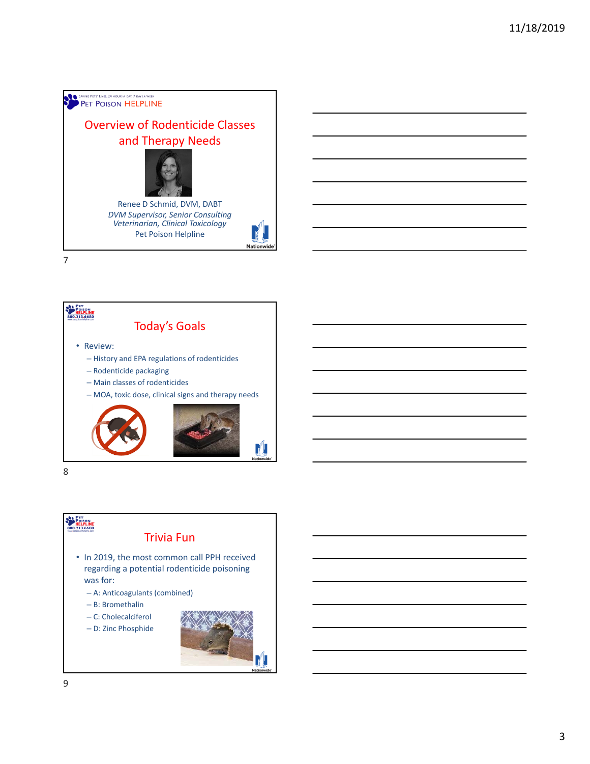Saving Pets' Lives, 24 hours a day, 7 days a week
Pet Poison HELPLINE

## Overview of Rodenticide Classes and Therapy Needs

Renee D Schmid, DVM, DABT
*DVM Supervisor, Senior Consulting Veterinarian, Clinical Toxicology*
Pet Poison Helpline

Nationwide

7

Pet Poison HELPLINE 800.213.6680

## Today's Goals

- Review:
  - History and EPA regulations of rodenticides
  - Rodenticide packaging
  - Main classes of rodenticides
  - MOA, toxic dose, clinical signs and therapy needs

Nationwide

8

Pet Poison HELPLINE 800.213.6680

## Trivia Fun

- In 2019, the most common call PPH received regarding a potential rodenticide poisoning was for:
  - A: Anticoagulants (combined)
  - B: Bromethalin
  - C: Cholecalciferol
  - D: Zinc Phosphide

Nationwide

9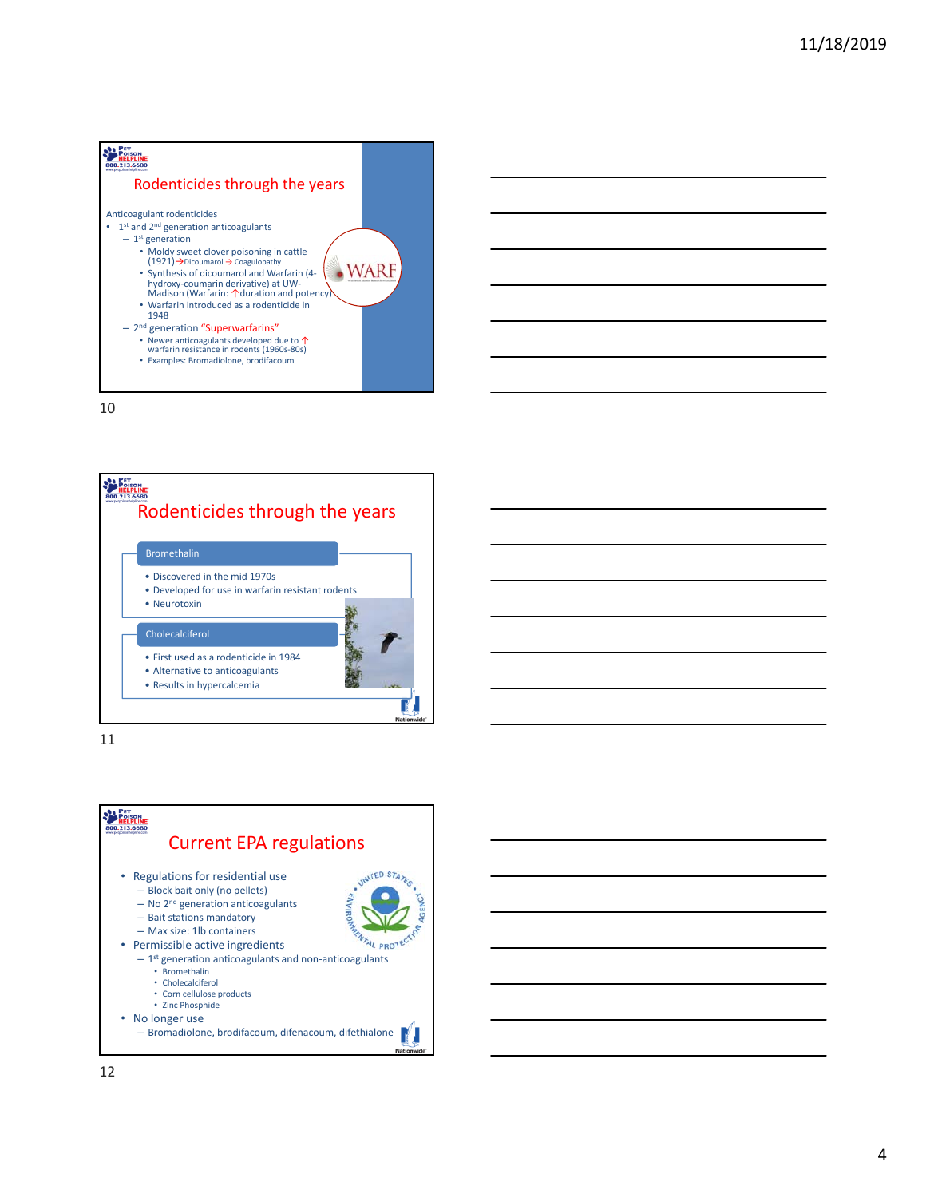## Rodenticides through the years

Anticoagulant rodenticides

- 1st and 2nd generation anticoagulants
  - 1st generation
    - Moldy sweet clover poisoning in cattle (1921)→Dicoumarol → Coagulopathy
    - Synthesis of dicoumarol and Warfarin (4-hydroxy-coumarin derivative) at UW-Madison (Warfarin: ↑duration and potency)
    - Warfarin introduced as a rodenticide in 1948
  - 2nd generation "Superwarfarins"
    - Newer anticoagulants developed due to ↑ warfarin resistance in rodents (1960s-80s)
    - Examples: Bromadiolone, brodifacoum

## Rodenticides through the years

**Bromethalin**

- Discovered in the mid 1970s
- Developed for use in warfarin resistant rodents
- Neurotoxin

**Cholecalciferol**

- First used as a rodenticide in 1984
- Alternative to anticoagulants
- Results in hypercalcemia

## Current EPA regulations

- Regulations for residential use
  - Block bait only (no pellets)
  - No 2nd generation anticoagulants
  - Bait stations mandatory
  - Max size: 1lb containers
- Permissible active ingredients
  - 1st generation anticoagulants and non-anticoagulants
    - Bromethalin
    - Cholecalciferol
    - Corn cellulose products
    - Zinc Phosphide
- No longer use
  - Bromadiolone, brodifacoum, difenacoum, difethialone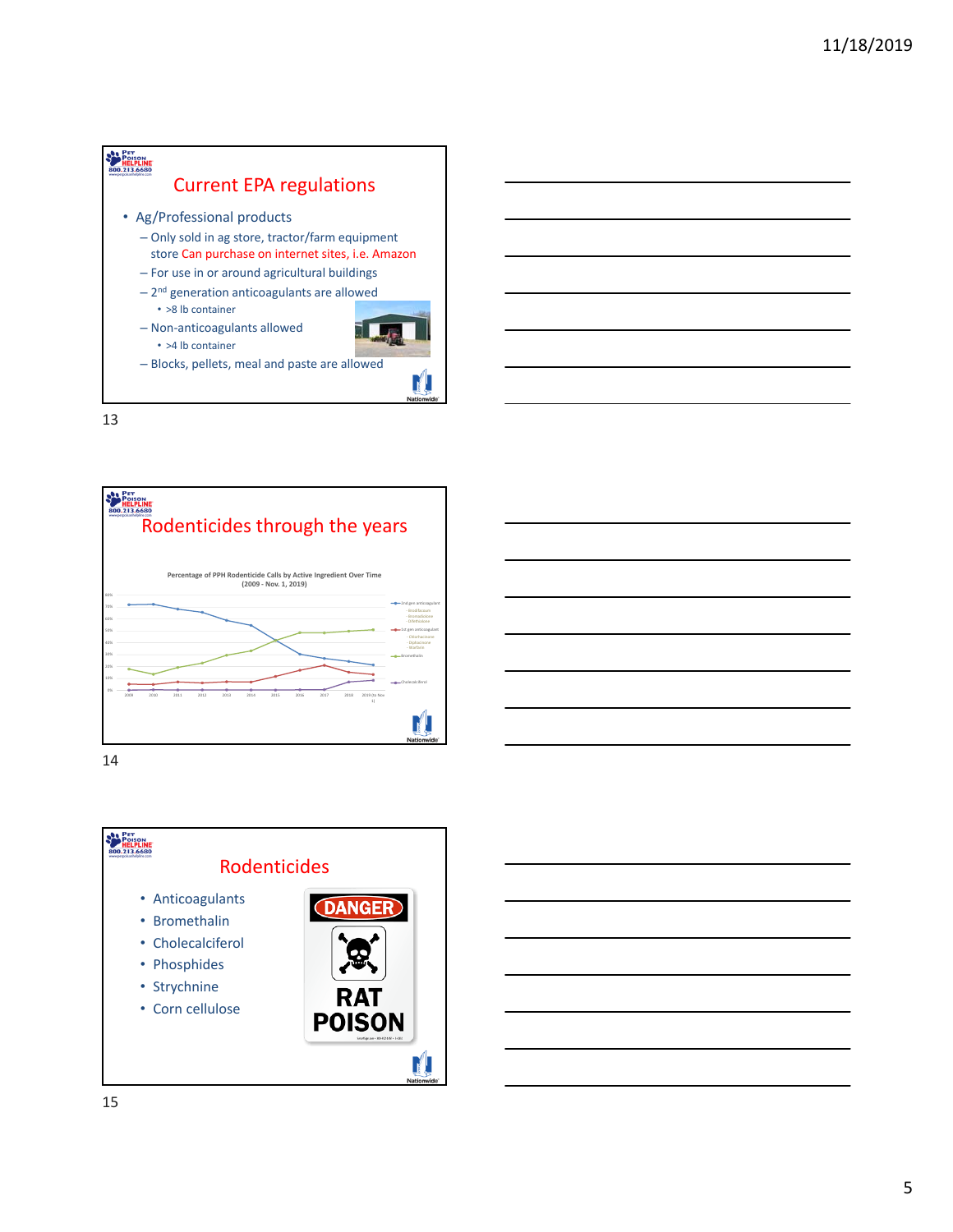## Current EPA regulations

- Ag/Professional products
  - Only sold in ag store, tractor/farm equipment store Can purchase on internet sites, i.e. Amazon
  - For use in or around agricultural buildings
  - 2nd generation anticoagulants are allowed
    - >8 lb container
  - Non-anticoagulants allowed
    - >4 lb container
  - Blocks, pellets, meal and paste are allowed

## Rodenticides through the years

Percentage of PPH Rodenticide Calls by Active Ingredient Over Time (2009 - Nov. 1, 2019)

## Rodenticides

- Anticoagulants
- Bromethalin
- Cholecalciferol
- Phosphides
- Strychnine
- Corn cellulose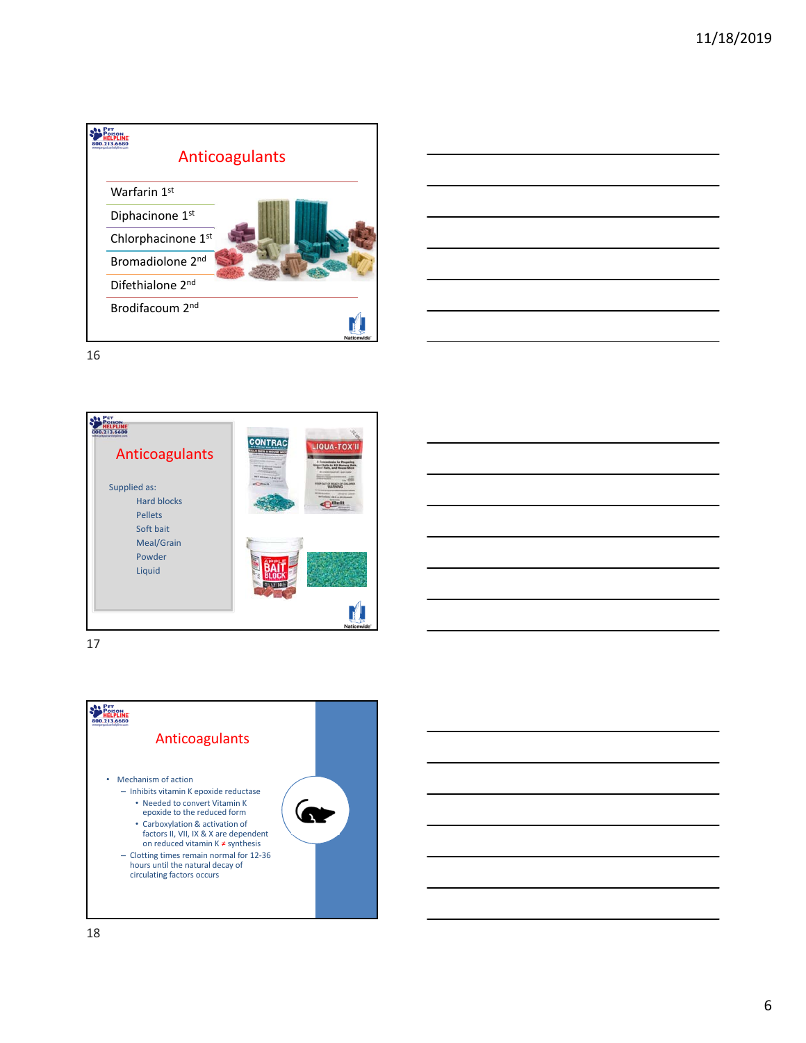## Anticoagulants

- Warfarin 1st
- Diphacinone 1st
- Chlorphacinone 1st
- Bromadiolone 2nd
- Difethialone 2nd
- Brodifacoum 2nd

## Anticoagulants

Supplied as:

- Hard blocks
- Pellets
- Soft bait
- Meal/Grain
- Powder
- Liquid

## Anticoagulants

- Mechanism of action
  - Inhibits vitamin K epoxide reductase
    - Needed to convert Vitamin K epoxide to the reduced form
    - Carboxylation & activation of factors II, VII, IX & X are dependent on reduced vitamin K ≠ synthesis
  - Clotting times remain normal for 12-36 hours until the natural decay of circulating factors occurs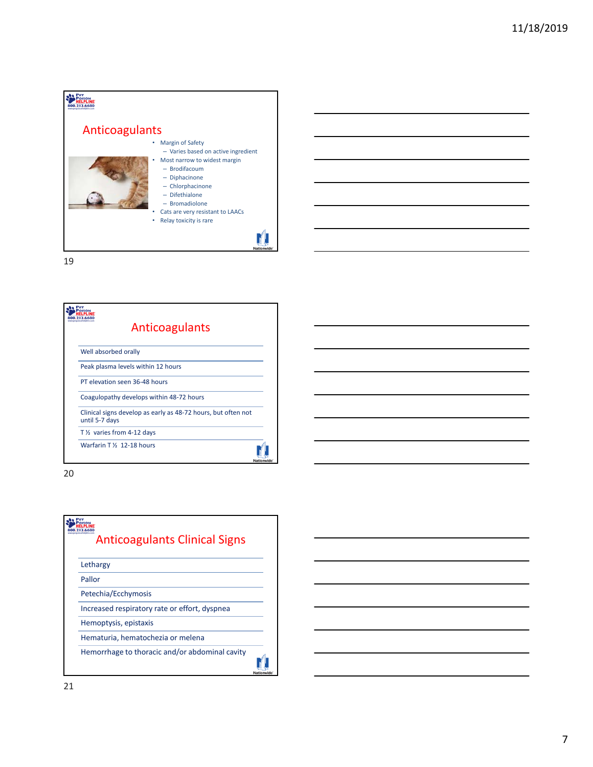## Anticoagulants

- Margin of Safety
  - Varies based on active ingredient
- Most narrow to widest margin
  - Brodifacoum
  - Diphacinone
  - Chlorphacinone
  - Difethialone
  - Bromadiolone
- Cats are very resistant to LAACs
- Relay toxicity is rare

## Anticoagulants

- Well absorbed orally
- Peak plasma levels within 12 hours
- PT elevation seen 36-48 hours
- Coagulopathy develops within 48-72 hours
- Clinical signs develop as early as 48-72 hours, but often not until 5-7 days
- T ½ varies from 4-12 days
- Warfarin T ½ 12-18 hours

## Anticoagulants Clinical Signs

- Lethargy
- Pallor
- Petechia/Ecchymosis
- Increased respiratory rate or effort, dyspnea
- Hemoptysis, epistaxis
- Hematuria, hematochezia or melena
- Hemorrhage to thoracic and/or abdominal cavity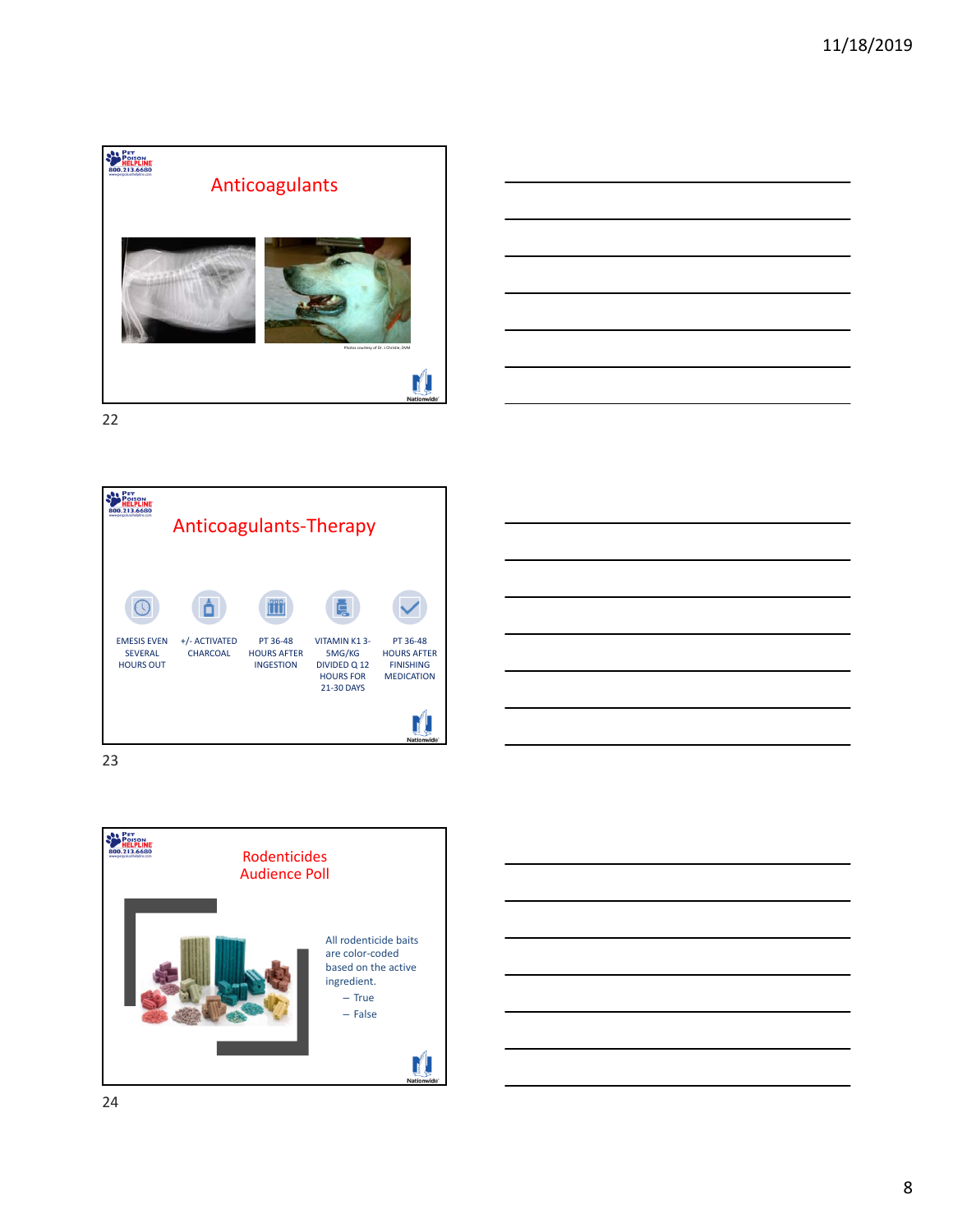## Anticoagulants

Photos courtesy of Dr. J Christie, DVM

## Anticoagulants-Therapy

- EMESIS EVEN SEVERAL HOURS OUT
- +/- ACTIVATED CHARCOAL
- PT 36-48 HOURS AFTER INGESTION
- VITAMIN K1 3-5MG/KG DIVIDED Q 12 HOURS FOR 21-30 DAYS
- PT 36-48 HOURS AFTER FINISHING MEDICATION

## Rodenticides Audience Poll

All rodenticide baits are color-coded based on the active ingredient.

- True
- False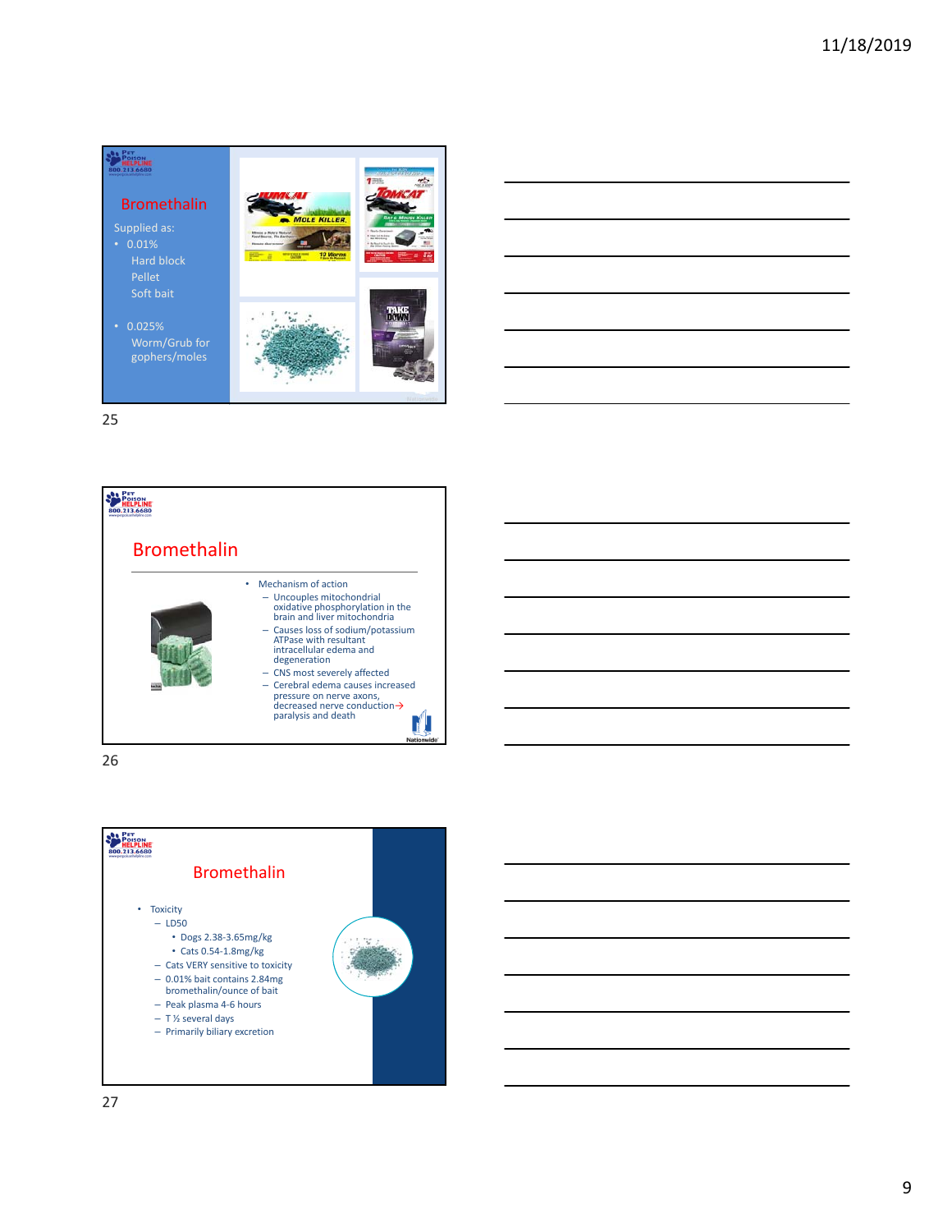## Bromethalin

Supplied as:

- 0.01%
  - Hard block
  - Pellet
  - Soft bait
- 0.025%
  - Worm/Grub for gophers/moles

## Bromethalin

- Mechanism of action
  - Uncouples mitochondrial oxidative phosphorylation in the brain and liver mitochondria
  - Causes loss of sodium/potassium ATPase with resultant intracellular edema and degeneration
  - CNS most severely affected
  - Cerebral edema causes increased pressure on nerve axons, decreased nerve conduction→ paralysis and death

## Bromethalin

- Toxicity
  - LD50
    - Dogs 2.38-3.65mg/kg
    - Cats 0.54-1.8mg/kg
  - Cats VERY sensitive to toxicity
  - 0.01% bait contains 2.84mg bromethalin/ounce of bait
  - Peak plasma 4-6 hours
  - T ½ several days
  - Primarily biliary excretion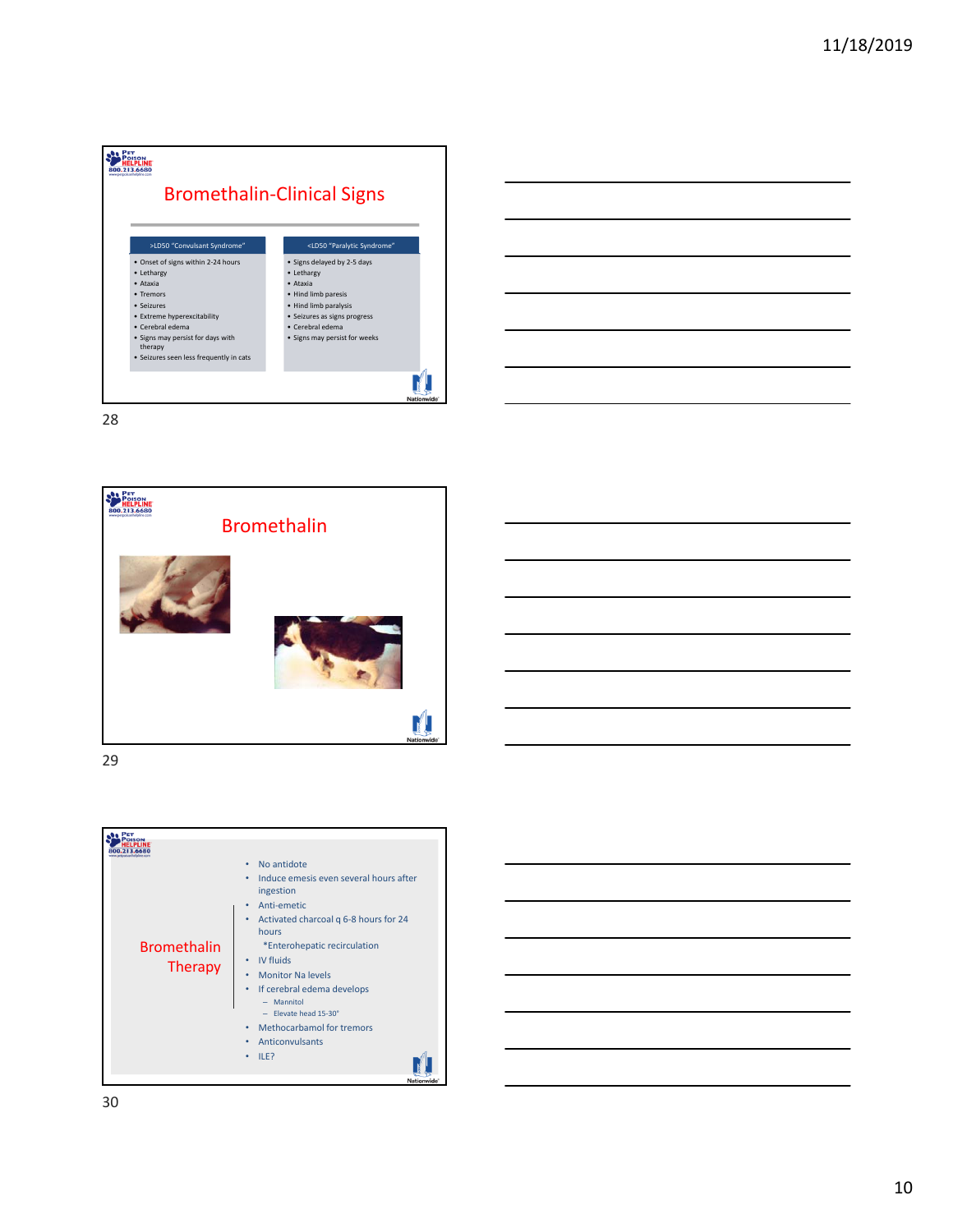## Bromethalin-Clinical Signs

| >LD50 "Convulsant Syndrome" | <LD50 "Paralytic Syndrome" |
|---|---|
| • Onset of signs within 2-24 hours<br>• Lethargy<br>• Ataxia<br>• Tremors<br>• Seizures<br>• Extreme hyperexcitability<br>• Cerebral edema<br>• Signs may persist for days with therapy<br>• Seizures seen less frequently in cats | • Signs delayed by 2-5 days<br>• Lethargy<br>• Ataxia<br>• Hind limb paresis<br>• Hind limb paralysis<br>• Seizures as signs progress<br>• Cerebral edema<br>• Signs may persist for weeks |

## Bromethalin

## Bromethalin Therapy

- No antidote
- Induce emesis even several hours after ingestion
- Anti-emetic
- Activated charcoal q 6-8 hours for 24 hours
  - *Enterohepatic recirculation
- IV fluids
- Monitor Na levels
- If cerebral edema develops
  - Mannitol
  - Elevate head 15-30°
- Methocarbamol for tremors
- Anticonvulsants
- ILE?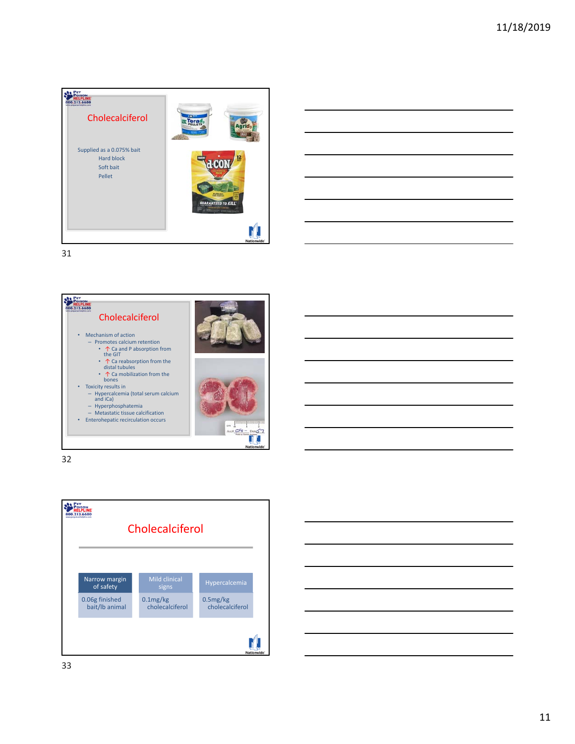## Cholecalciferol

Supplied as a 0.075% bait

- Hard block
- Soft bait
- Pellet

## Cholecalciferol

- Mechanism of action
  - Promotes calcium retention
    - ↑ Ca and P absorption from the GIT
    - ↑ Ca reabsorption from the distal tubules
    - ↑ Ca mobilization from the bones
- Toxicity results in
  - Hypercalcemia (total serum calcium and iCa)
  - Hyperphosphatemia
  - Metastatic tissue calcification
- Enterohepatic recirculation occurs

## Cholecalciferol

| Narrow margin of safety | Mild clinical signs | Hypercalcemia |
|---|---|---|
| 0.06g finished bait/lb animal | 0.1mg/kg cholecalciferol | 0.5mg/kg cholecalciferol |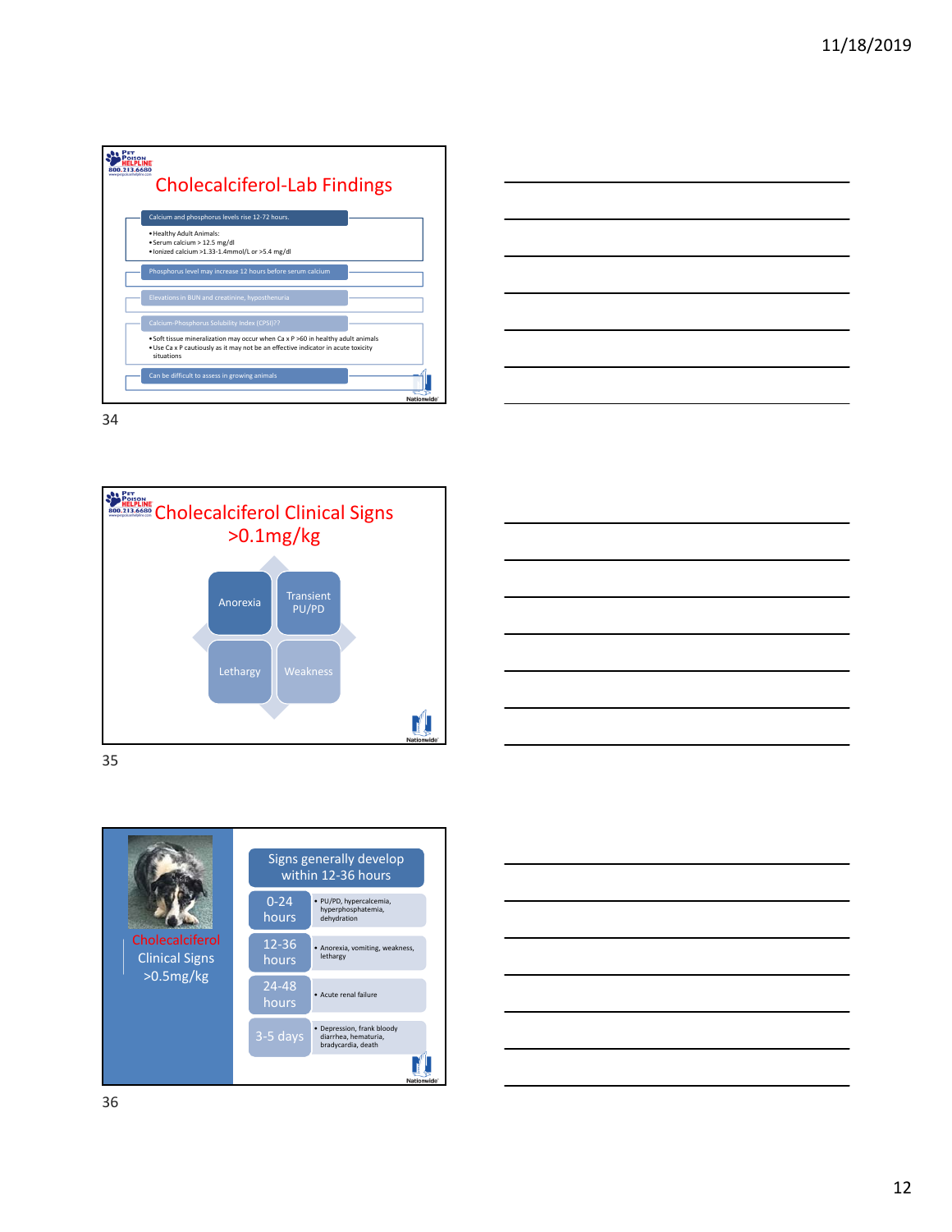## Cholecalciferol-Lab Findings

- Calcium and phosphorus levels rise 12-72 hours.
  - Healthy Adult Animals:
  - Serum calcium > 12.5 mg/dl
  - Ionized calcium >1.33-1.4mmol/L or >5.4 mg/dl
- Phosphorus level may increase 12 hours before serum calcium
- Elevations in BUN and creatinine, hyposthenuria
- Calcium-Phosphorus Solubility Index (CPSI)??
  - Soft tissue mineralization may occur when Ca x P >60 in healthy adult animals
  - Use Ca x P cautiously as it may not be an effective indicator in acute toxicity situations
- Can be difficult to assess in growing animals

## Cholecalciferol Clinical Signs >0.1mg/kg

- Anorexia
- Transient PU/PD
- Lethargy
- Weakness

## Cholecalciferol Clinical Signs >0.5mg/kg

Signs generally develop within 12-36 hours

| Time | Signs |
| --- | --- |
| 0-24 hours | PU/PD, hypercalcemia, hyperphosphatemia, dehydration |
| 12-36 hours | Anorexia, vomiting, weakness, lethargy |
| 24-48 hours | Acute renal failure |
| 3-5 days | Depression, frank bloody diarrhea, hematuria, bradycardia, death |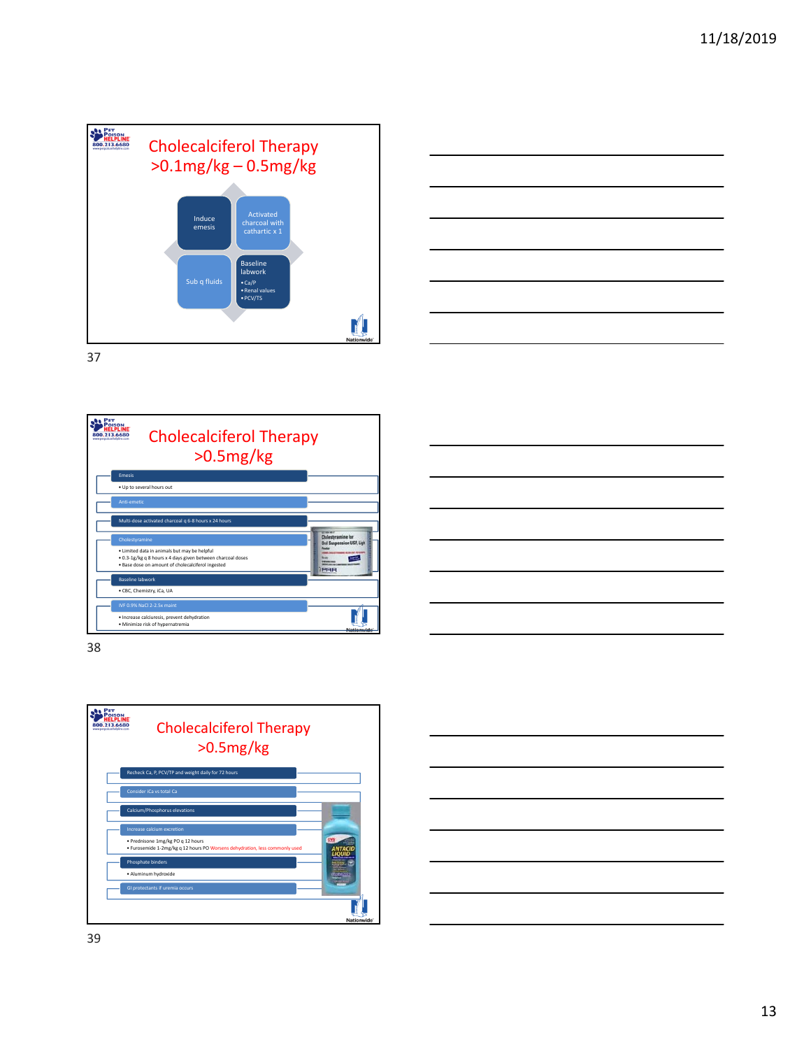## Cholecalciferol Therapy >0.1mg/kg – 0.5mg/kg

- Induce emesis
- Activated charcoal with cathartic x 1
- Sub q fluids
- Baseline labwork
  - Ca/P
  - Renal values
  - PCV/TS

## Cholecalciferol Therapy >0.5mg/kg

- Emesis
  - Up to several hours out
- Anti-emetic
- Multi-dose activated charcoal q 6-8 hours x 24 hours
- Cholestyramine
  - Limited data in animals but may be helpful
  - 0.3-1g/kg q 8 hours x 4 days given between charcoal doses
  - Base dose on amount of cholecalciferol ingested
- Baseline labwork
  - CBC, Chemistry, iCa, UA
- IVF 0.9% NaCl 2-2.5x maint
  - Increase calciuresis, prevent dehydration
  - Minimize risk of hypernatremia

## Cholecalciferol Therapy >0.5mg/kg

- Recheck Ca, P, PCV/TP and weight daily for 72 hours
- Consider iCa vs total Ca
- Calcium/Phosphorus elevations
- Increase calcium excretion
  - Prednisone 1mg/kg PO q 12 hours
  - Furosemide 1-2mg/kg q 12 hours PO Worsens dehydration, less commonly used
- Phosphate binders
  - Aluminum hydroxide
- GI protectants if uremia occurs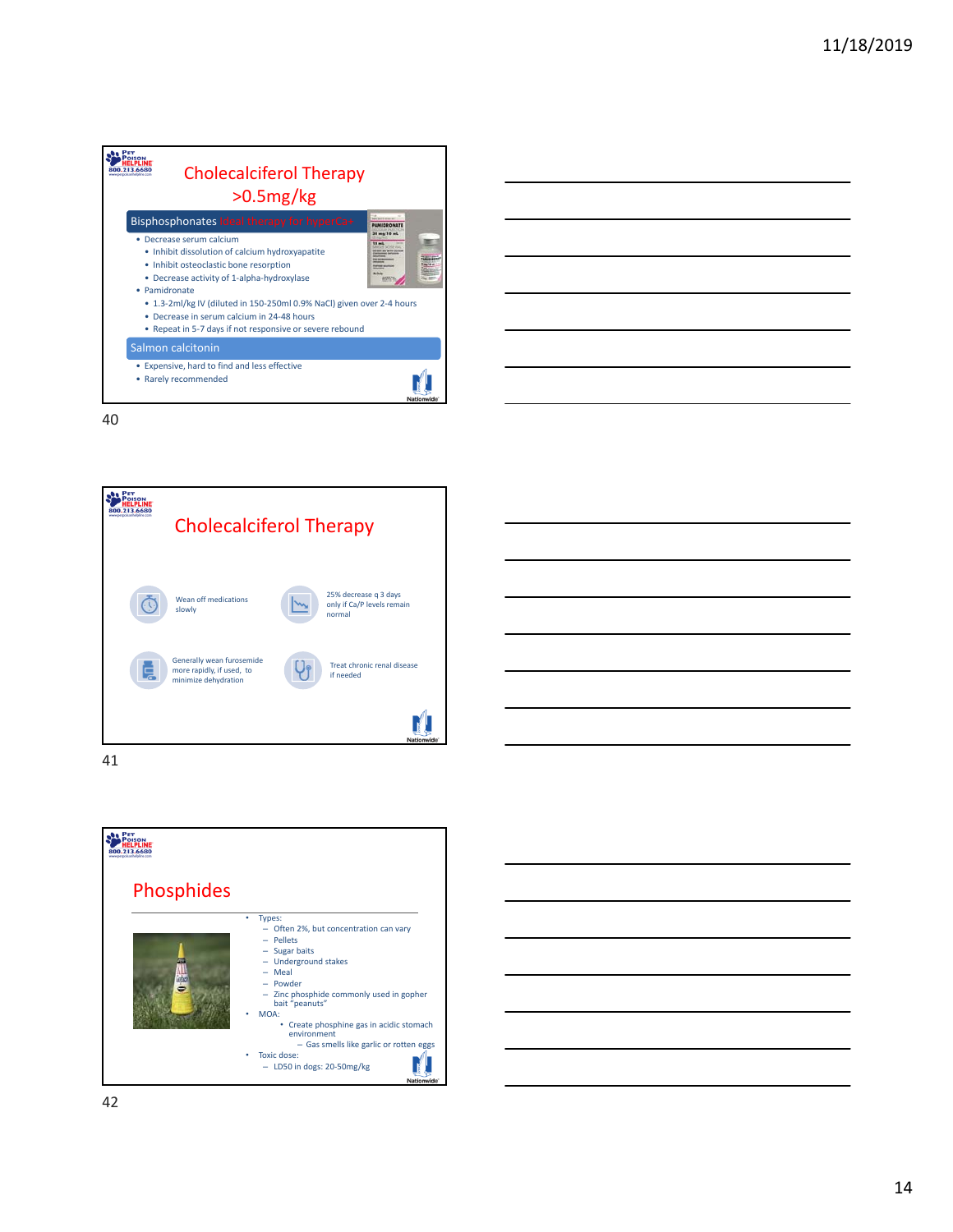## Cholecalciferol Therapy >0.5mg/kg

### Bisphosphonates Ideal therapy for hyperCa+

- Decrease serum calcium
  - Inhibit dissolution of calcium hydroxyapatite
  - Inhibit osteoclastic bone resorption
  - Decrease activity of 1-alpha-hydroxylase
- Pamidronate
  - 1.3-2ml/kg IV (diluted in 150-250ml 0.9% NaCl) given over 2-4 hours
  - Decrease in serum calcium in 24-48 hours
  - Repeat in 5-7 days if not responsive or severe rebound

### Salmon calcitonin

- Expensive, hard to find and less effective
- Rarely recommended

## Cholecalciferol Therapy

- Wean off medications slowly
- 25% decrease q 3 days only if Ca/P levels remain normal
- Generally wean furosemide more rapidly, if used, to minimize dehydration
- Treat chronic renal disease if needed

## Phosphides

- Types:
  - Often 2%, but concentration can vary
  - Pellets
  - Sugar baits
  - Underground stakes
  - Meal
  - Powder
  - Zinc phosphide commonly used in gopher bait "peanuts"
- MOA:
  - Create phosphine gas in acidic stomach environment
    - Gas smells like garlic or rotten eggs
- Toxic dose:
  - LD50 in dogs: 20-50mg/kg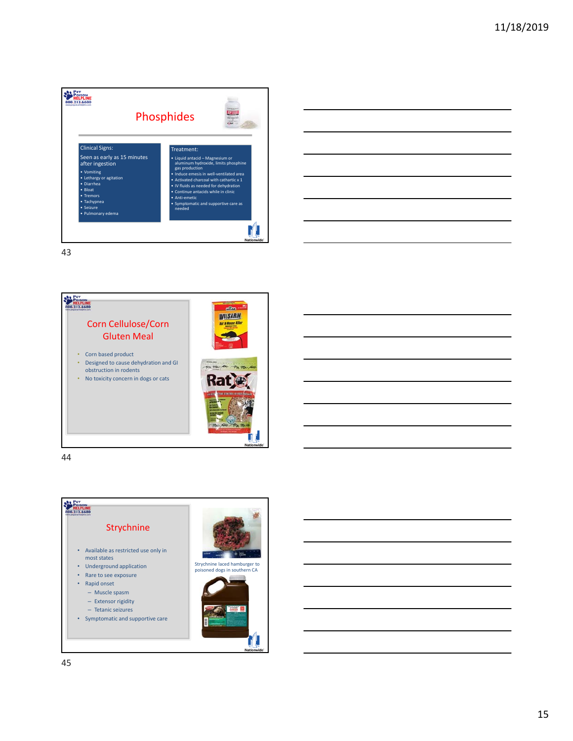## Phosphides

**Clinical Signs:**

Seen as early as 15 minutes after ingestion

- Vomiting
- Lethargy or agitation
- Diarrhea
- Bloat
- Tremors
- Tachypnea
- Seizure
- Pulmonary edema

**Treatment:**

- Liquid antacid – Magnesium or aluminum hydroxide, limits phosphine gas production
- Induce emesis in well-ventilated area
- Activated charcoal with cathartic x 1
- IV fluids as needed for dehydration
- Continue antacids while in clinic
- Anti-emetic
- Symptomatic and supportive care as needed

## Corn Cellulose/Corn Gluten Meal

- Corn based product
- Designed to cause dehydration and GI obstruction in rodents
- No toxicity concern in dogs or cats

## Strychnine

- Available as restricted use only in most states
- Underground application
- Rare to see exposure
- Rapid onset
  - Muscle spasm
  - Extensor rigidity
  - Tetanic seizures
- Symptomatic and supportive care

Strychnine laced hamburger to poisoned dogs in southern CA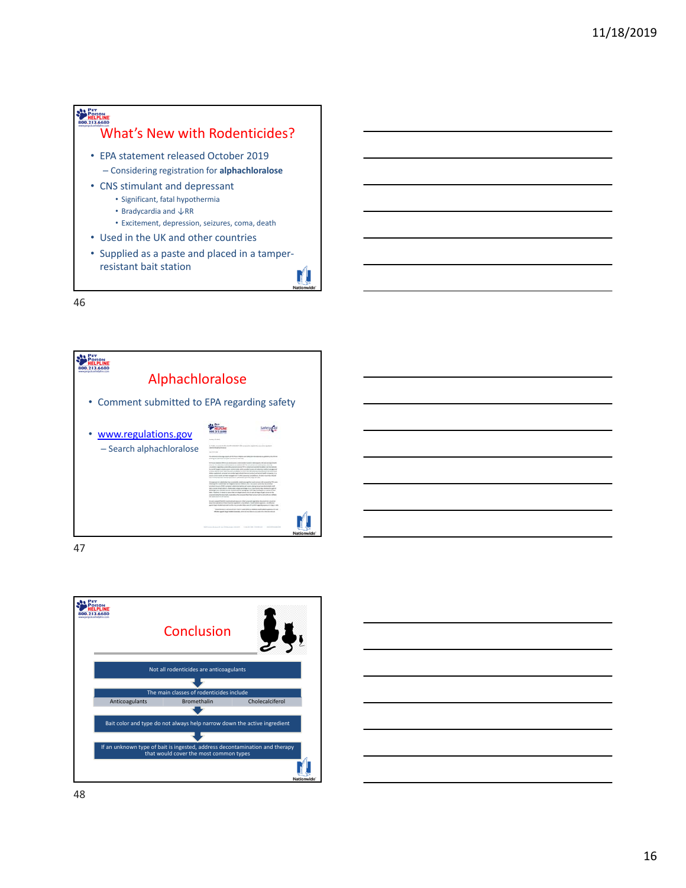## What's New with Rodenticides?

- EPA statement released October 2019
  - Considering registration for **alphachloralose**
- CNS stimulant and depressant
  - Significant, fatal hypothermia
  - Bradycardia and ↓RR
  - Excitement, depression, seizures, coma, death
- Used in the UK and other countries
- Supplied as a paste and placed in a tamper-resistant bait station

## Alphachloralose

- Comment submitted to EPA regarding safety
- www.regulations.gov
  - Search alphachloralose

## Conclusion

Not all rodenticides are anticoagulants

↓

The main classes of rodenticides include

| Anticoagulants | Bromethalin | Cholecalciferol |
|---|---|---|

↓

Bait color and type do not always help narrow down the active ingredient

↓

If an unknown type of bait is ingested, address decontamination and therapy that would cover the most common types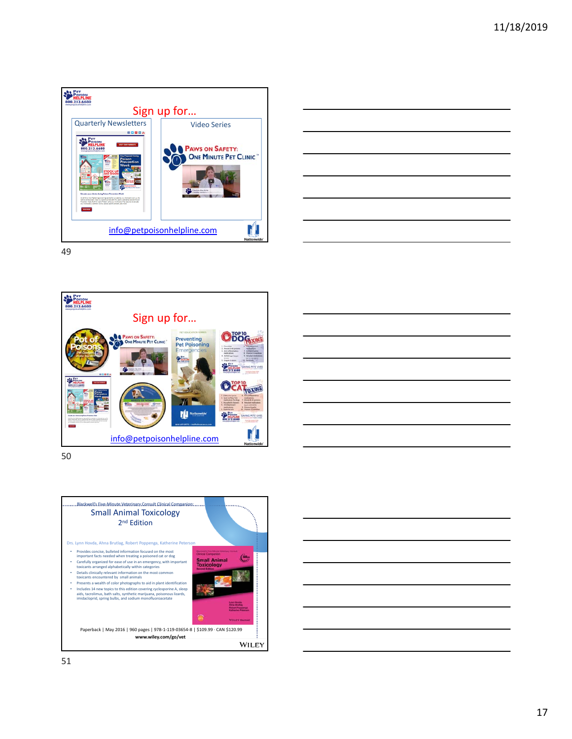Pet Poison Helpline
800.213.6680
www.petpoisonhelpline.com

## Sign up for…

Quarterly Newsletters

Video Series

Paws on Safety: One Minute Pet Clinic™

info@petpoisonhelpline.com

Nationwide

---

Pet Poison Helpline
800.213.6680
www.petpoisonhelpline.com

## Sign up for…

info@petpoisonhelpline.com

Nationwide

---

Blackwell's Five-Minute Veterinary Consult Clinical Companion:

## Small Animal Toxicology

2nd Edition

Drs. Lynn Hovda, Ahna Brutlag, Robert Poppenga, Katherine Peterson

- Provides concise, bulleted information focused on the most important facts needed when treating a poisoned cat or dog
- Carefully organized for ease of use in an emergency, with important toxicants arranged alphabetically within categories
- Details clinically relevant information on the most common toxicants encountered by small animals
- Presents a wealth of color photographs to aid in plant identification
- Includes 14 new topics to this edition covering cyclosporine A, sleep aids, tacrolimus, bath salts, synthetic marijuana, poisonous lizards, imidacloprid, spring bulbs, and sodium monofluoroacetate

Paperback | May 2016 | 960 pages | 978-1-119-03654-8 | $109.99 · CAN $120.99

**www.wiley.com/go/vet**

WILEY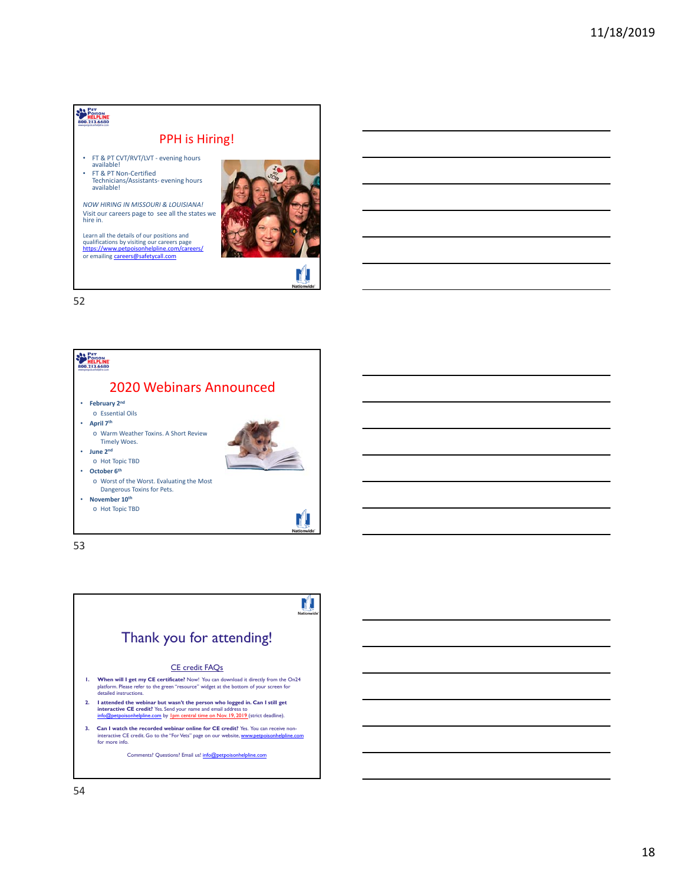## PPH is Hiring!

- FT & PT CVT/RVT/LVT - evening hours available!
- FT & PT Non-Certified Technicians/Assistants- evening hours available!

*NOW HIRING IN MISSOURI & LOUISIANA!*

Visit our careers page to see all the states we hire in.

Learn all the details of our positions and qualifications by visiting our careers page https://www.petpoisonhelpline.com/careers/ or emailing careers@safetycall.com

## 2020 Webinars Announced

- **February 2nd**
  - Essential Oils
- **April 7th**
  - Warm Weather Toxins. A Short Review Timely Woes.
- **June 2nd**
  - Hot Topic TBD
- **October 6th**
  - Worst of the Worst. Evaluating the Most Dangerous Toxins for Pets.
- **November 10th**
  - Hot Topic TBD

## Thank you for attending!

CE credit FAQs

1. **When will I get my CE certificate?** Now! You can download it directly from the On24 platform. Please refer to the green "resource" widget at the bottom of your screen for detailed instructions.
2. **I attended the webinar but wasn't the person who logged in. Can I still get interactive CE credit?** Yes. Send your name and email address to info@petpoisonhelpline.com by 1pm central time on Nov. 19, 2019 (strict deadline).
3. **Can I watch the recorded webinar online for CE credit?** Yes. You can receive non-interactive CE credit. Go to the "For Vets" page on our website, www.petpoisonhelpline.com for more info.

Comments? Questions? Email us! info@petpoisonhelpline.com